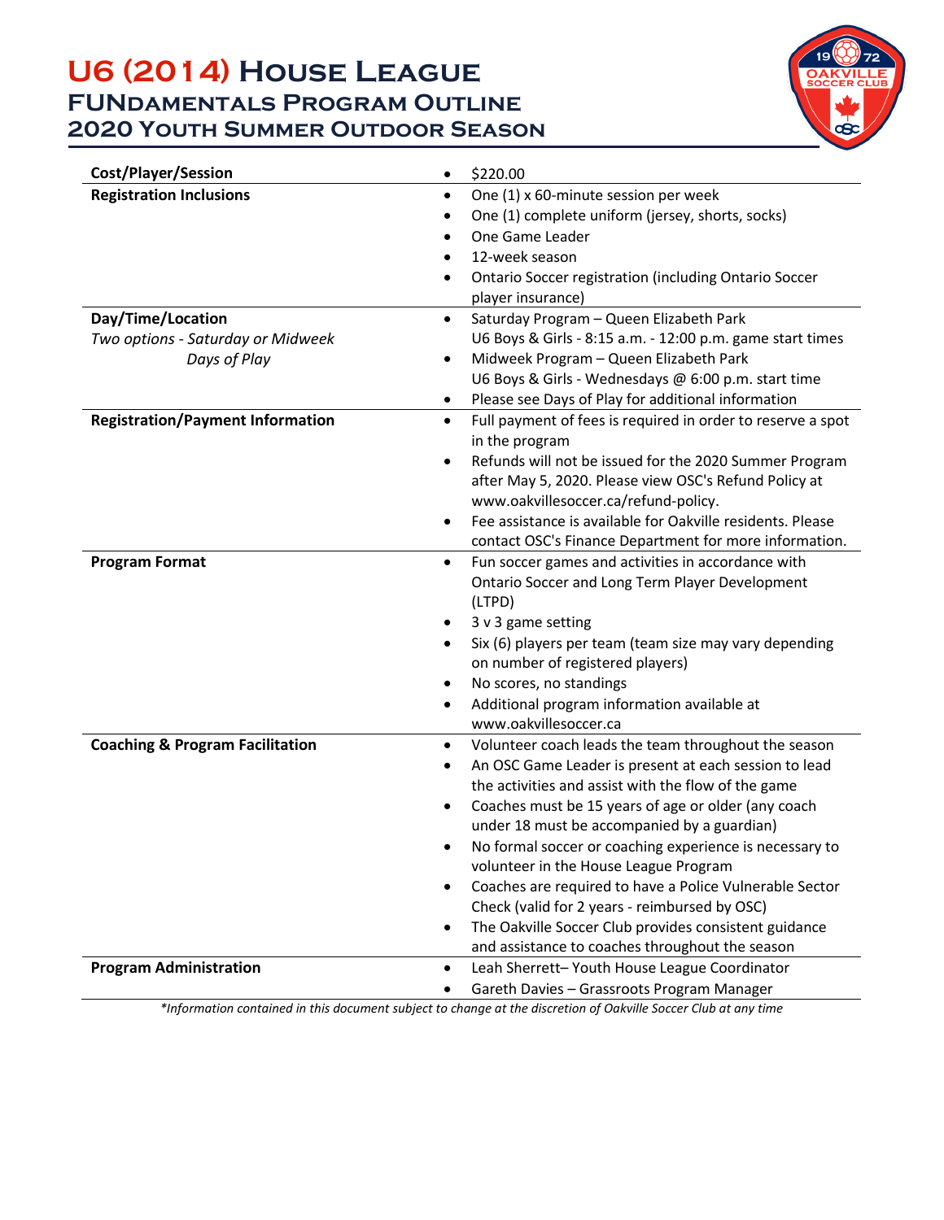# U6 (2014) House League
## FUNdamentals Program Outline
## 2020 Youth Summer Outdoor Season

| | |
|---|---|
| **Cost/Player/Session** | • $220.00 |
| **Registration Inclusions** | • One (1) x 60-minute session per week<br>• One (1) complete uniform (jersey, shorts, socks)<br>• One Game Leader<br>• 12-week season<br>• Ontario Soccer registration (including Ontario Soccer player insurance) |
| **Day/Time/Location**<br>*Two options - Saturday or Midweek Days of Play* | • Saturday Program – Queen Elizabeth Park<br>U6 Boys & Girls - 8:15 a.m. - 12:00 p.m. game start times<br>• Midweek Program – Queen Elizabeth Park<br>U6 Boys & Girls - Wednesdays @ 6:00 p.m. start time<br>• Please see Days of Play for additional information |
| **Registration/Payment Information** | • Full payment of fees is required in order to reserve a spot in the program<br>• Refunds will not be issued for the 2020 Summer Program after May 5, 2020. Please view OSC's Refund Policy at www.oakvillesoccer.ca/refund-policy.<br>• Fee assistance is available for Oakville residents. Please contact OSC's Finance Department for more information. |
| **Program Format** | • Fun soccer games and activities in accordance with Ontario Soccer and Long Term Player Development (LTPD)<br>• 3 v 3 game setting<br>• Six (6) players per team (team size may vary depending on number of registered players)<br>• No scores, no standings<br>• Additional program information available at www.oakvillesoccer.ca |
| **Coaching & Program Facilitation** | • Volunteer coach leads the team throughout the season<br>• An OSC Game Leader is present at each session to lead the activities and assist with the flow of the game<br>• Coaches must be 15 years of age or older (any coach under 18 must be accompanied by a guardian)<br>• No formal soccer or coaching experience is necessary to volunteer in the House League Program<br>• Coaches are required to have a Police Vulnerable Sector Check (valid for 2 years - reimbursed by OSC)<br>• The Oakville Soccer Club provides consistent guidance and assistance to coaches throughout the season |
| **Program Administration** | • Leah Sherrett– Youth House League Coordinator<br>• Gareth Davies – Grassroots Program Manager |

*\*Information contained in this document subject to change at the discretion of Oakville Soccer Club at any time*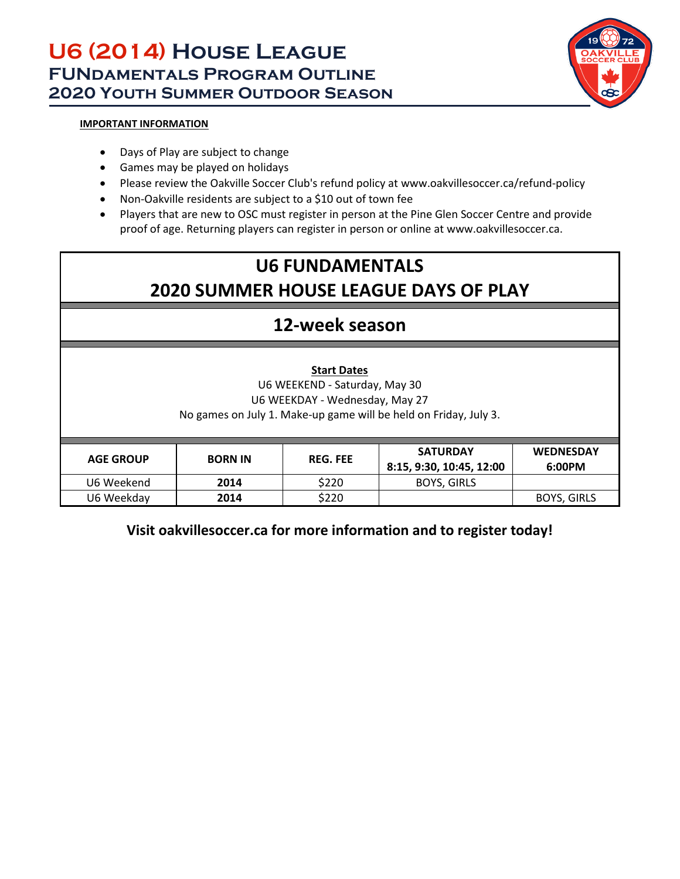# U6 (2014) House League
## FUNdamentals Program Outline
## 2020 Youth Summer Outdoor Season

**IMPORTANT INFORMATION**

- Days of Play are subject to change
- Games may be played on holidays
- Please review the Oakville Soccer Club's refund policy at www.oakvillesoccer.ca/refund-policy
- Non-Oakville residents are subject to a $10 out of town fee
- Players that are new to OSC must register in person at the Pine Glen Soccer Centre and provide proof of age. Returning players can register in person or online at www.oakvillesoccer.ca.

## U6 FUNDAMENTALS
## 2020 SUMMER HOUSE LEAGUE DAYS OF PLAY

## 12-week season

**Start Dates**

U6 WEEKEND - Saturday, May 30

U6 WEEKDAY - Wednesday, May 27

No games on July 1. Make-up game will be held on Friday, July 3.

| AGE GROUP | BORN IN | REG. FEE | SATURDAY 8:15, 9:30, 10:45, 12:00 | WEDNESDAY 6:00PM |
|---|---|---|---|---|
| U6 Weekend | **2014** | $220 | BOYS, GIRLS | |
| U6 Weekday | **2014** | $220 | | BOYS, GIRLS |

**Visit oakvillesoccer.ca for more information and to register today!**